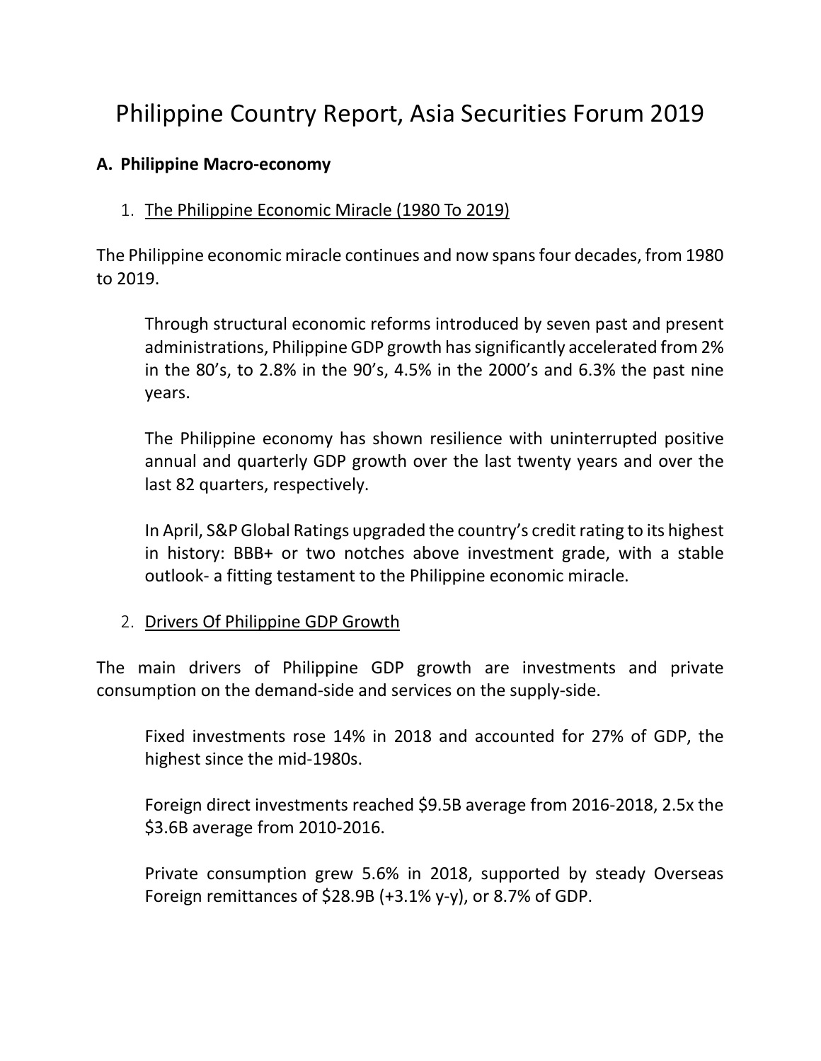# Philippine Country Report, Asia Securities Forum 2019

## A. Philippine Macro-economy

### 1. The Philippine Economic Miracle (1980 To 2019)

The Philippine economic miracle continues and now spans four decades, from 1980 to 2019.

Through structural economic reforms introduced by seven past and present administrations, Philippine GDP growth has significantly accelerated from 2% in the 80's, to 2.8% in the 90's, 4.5% in the 2000's and 6.3% the past nine years.

The Philippine economy has shown resilience with uninterrupted positive annual and quarterly GDP growth over the last twenty years and over the last 82 quarters, respectively.

In April, S&P Global Ratings upgraded the country's credit rating to its highest in history: BBB+ or two notches above investment grade, with a stable outlook- a fitting testament to the Philippine economic miracle.

### 2. Drivers Of Philippine GDP Growth

The main drivers of Philippine GDP growth are investments and private consumption on the demand-side and services on the supply-side.

Fixed investments rose 14% in 2018 and accounted for 27% of GDP, the highest since the mid-1980s.

Foreign direct investments reached $9.5B average from 2016-2018, 2.5x the $3.6B average from 2010-2016.

Private consumption grew 5.6% in 2018, supported by steady Overseas Foreign remittances of $28.9B (+3.1% y-y), or 8.7% of GDP.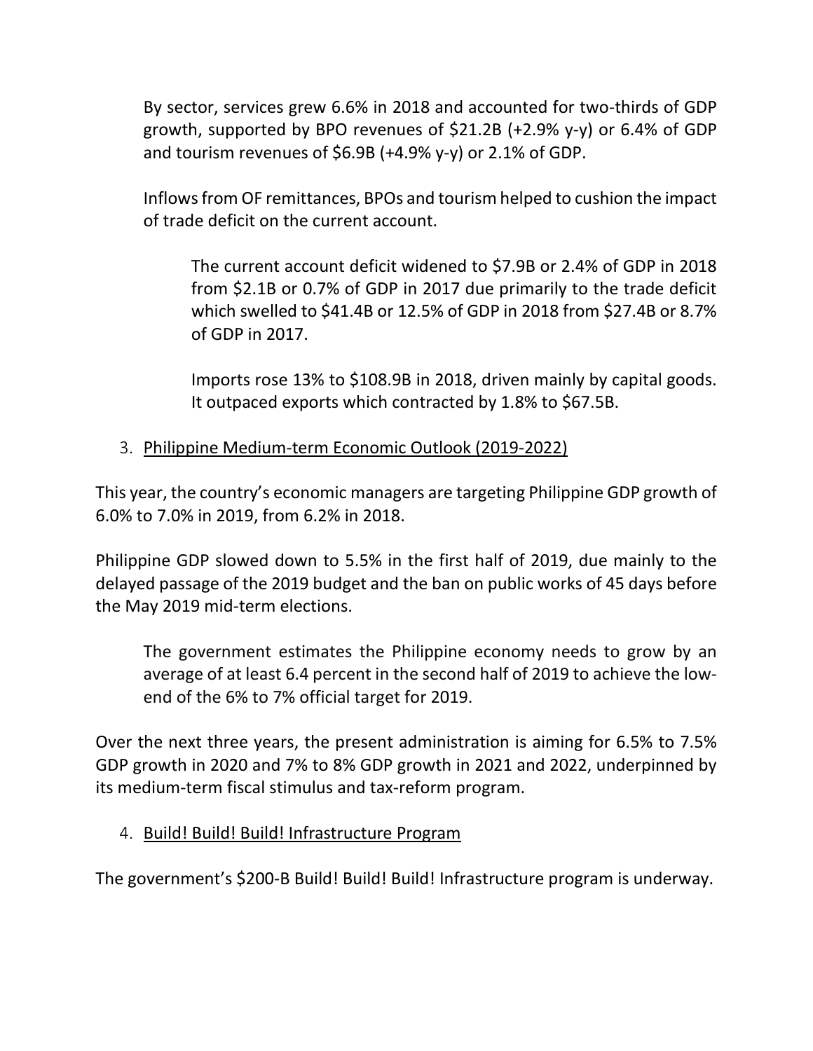By sector, services grew 6.6% in 2018 and accounted for two-thirds of GDP growth, supported by BPO revenues of $21.2B (+2.9% y-y) or 6.4% of GDP and tourism revenues of $6.9B (+4.9% y-y) or 2.1% of GDP.

Inflows from OF remittances, BPOs and tourism helped to cushion the impact of trade deficit on the current account.

> The current account deficit widened to $7.9B or 2.4% of GDP in 2018 from $2.1B or 0.7% of GDP in 2017 due primarily to the trade deficit which swelled to $41.4B or 12.5% of GDP in 2018 from $27.4B or 8.7% of GDP in 2017.
>
> Imports rose 13% to $108.9B in 2018, driven mainly by capital goods. It outpaced exports which contracted by 1.8% to $67.5B.

3. <u>Philippine Medium-term Economic Outlook (2019-2022)</u>

This year, the country's economic managers are targeting Philippine GDP growth of 6.0% to 7.0% in 2019, from 6.2% in 2018.

Philippine GDP slowed down to 5.5% in the first half of 2019, due mainly to the delayed passage of the 2019 budget and the ban on public works of 45 days before the May 2019 mid-term elections.

> The government estimates the Philippine economy needs to grow by an average of at least 6.4 percent in the second half of 2019 to achieve the low-end of the 6% to 7% official target for 2019.

Over the next three years, the present administration is aiming for 6.5% to 7.5% GDP growth in 2020 and 7% to 8% GDP growth in 2021 and 2022, underpinned by its medium-term fiscal stimulus and tax-reform program.

4. <u>Build! Build! Build! Infrastructure Program</u>

The government's $200-B Build! Build! Build! Infrastructure program is underway.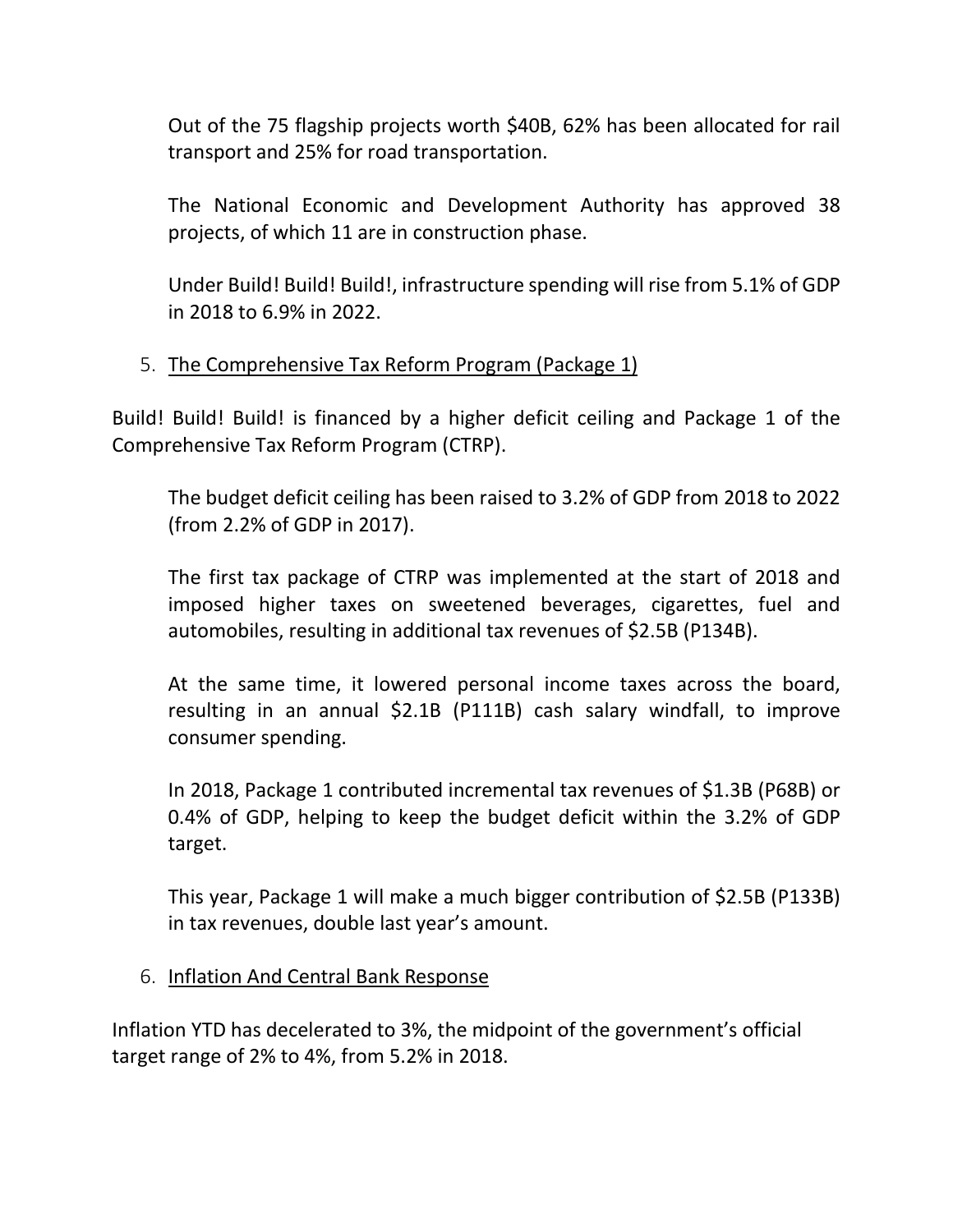Out of the 75 flagship projects worth $40B, 62% has been allocated for rail transport and 25% for road transportation.

The National Economic and Development Authority has approved 38 projects, of which 11 are in construction phase.

Under Build! Build! Build!, infrastructure spending will rise from 5.1% of GDP in 2018 to 6.9% in 2022.

5. <u>The Comprehensive Tax Reform Program (Package 1)</u>

Build! Build! Build! is financed by a higher deficit ceiling and Package 1 of the Comprehensive Tax Reform Program (CTRP).

The budget deficit ceiling has been raised to 3.2% of GDP from 2018 to 2022 (from 2.2% of GDP in 2017).

The first tax package of CTRP was implemented at the start of 2018 and imposed higher taxes on sweetened beverages, cigarettes, fuel and automobiles, resulting in additional tax revenues of $2.5B (P134B).

At the same time, it lowered personal income taxes across the board, resulting in an annual $2.1B (P111B) cash salary windfall, to improve consumer spending.

In 2018, Package 1 contributed incremental tax revenues of $1.3B (P68B) or 0.4% of GDP, helping to keep the budget deficit within the 3.2% of GDP target.

This year, Package 1 will make a much bigger contribution of $2.5B (P133B) in tax revenues, double last year's amount.

6. <u>Inflation And Central Bank Response</u>

Inflation YTD has decelerated to 3%, the midpoint of the government's official target range of 2% to 4%, from 5.2% in 2018.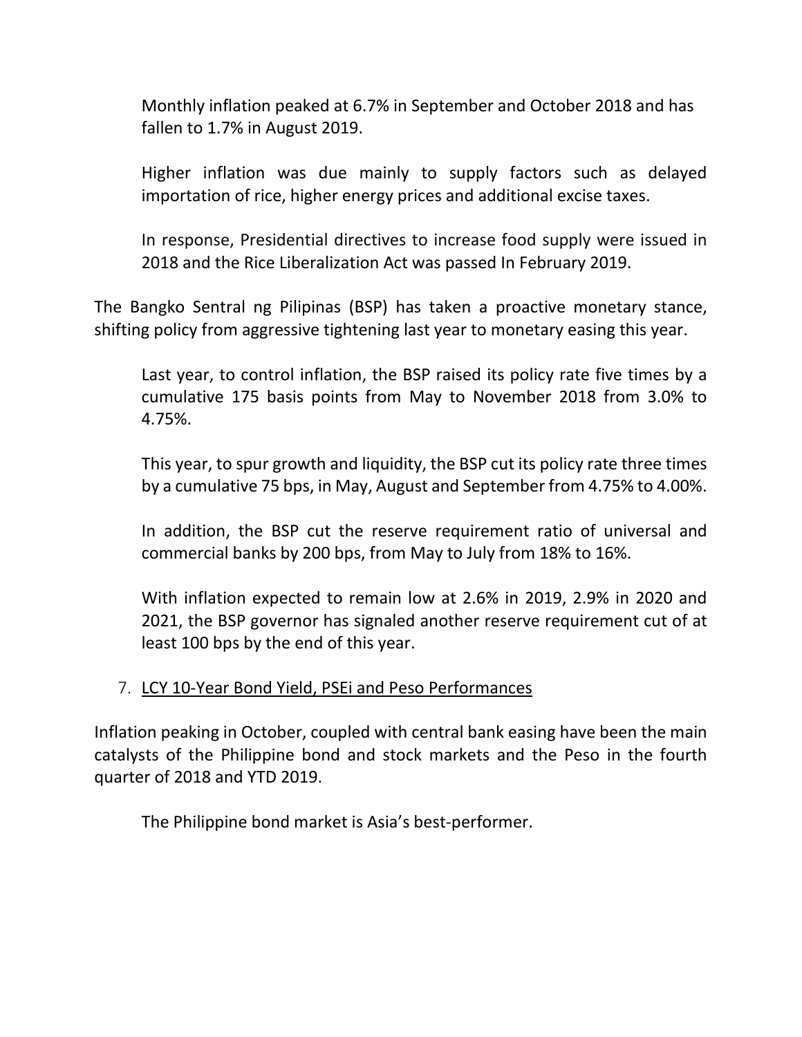Monthly inflation peaked at 6.7% in September and October 2018 and has fallen to 1.7% in August 2019.

Higher inflation was due mainly to supply factors such as delayed importation of rice, higher energy prices and additional excise taxes.

In response, Presidential directives to increase food supply were issued in 2018 and the Rice Liberalization Act was passed In February 2019.

The Bangko Sentral ng Pilipinas (BSP) has taken a proactive monetary stance, shifting policy from aggressive tightening last year to monetary easing this year.

Last year, to control inflation, the BSP raised its policy rate five times by a cumulative 175 basis points from May to November 2018 from 3.0% to 4.75%.

This year, to spur growth and liquidity, the BSP cut its policy rate three times by a cumulative 75 bps, in May, August and September from 4.75% to 4.00%.

In addition, the BSP cut the reserve requirement ratio of universal and commercial banks by 200 bps, from May to July from 18% to 16%.

With inflation expected to remain low at 2.6% in 2019, 2.9% in 2020 and 2021, the BSP governor has signaled another reserve requirement cut of at least 100 bps by the end of this year.

7. LCY 10-Year Bond Yield, PSEi and Peso Performances

Inflation peaking in October, coupled with central bank easing have been the main catalysts of the Philippine bond and stock markets and the Peso in the fourth quarter of 2018 and YTD 2019.

The Philippine bond market is Asia's best-performer.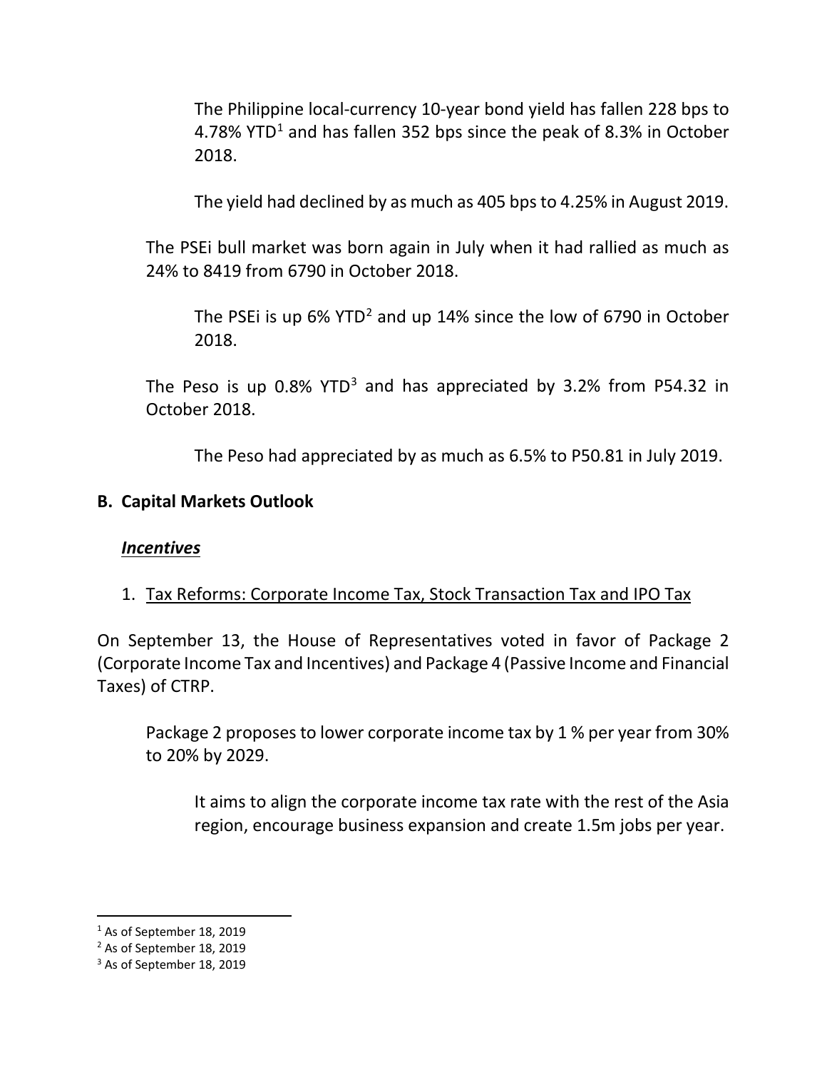The Philippine local-currency 10-year bond yield has fallen 228 bps to 4.78% YTD[1] and has fallen 352 bps since the peak of 8.3% in October 2018.

The yield had declined by as much as 405 bps to 4.25% in August 2019.

The PSEi bull market was born again in July when it had rallied as much as 24% to 8419 from 6790 in October 2018.

The PSEi is up 6% YTD[2] and up 14% since the low of 6790 in October 2018.

The Peso is up 0.8% YTD[3] and has appreciated by 3.2% from P54.32 in October 2018.

The Peso had appreciated by as much as 6.5% to P50.81 in July 2019.

## B. Capital Markets Outlook

### ***Incentives***

1. Tax Reforms: Corporate Income Tax, Stock Transaction Tax and IPO Tax

On September 13, the House of Representatives voted in favor of Package 2 (Corporate Income Tax and Incentives) and Package 4 (Passive Income and Financial Taxes) of CTRP.

Package 2 proposes to lower corporate income tax by 1 % per year from 30% to 20% by 2029.

It aims to align the corporate income tax rate with the rest of the Asia region, encourage business expansion and create 1.5m jobs per year.

---

[1] As of September 18, 2019
[2] As of September 18, 2019
[3] As of September 18, 2019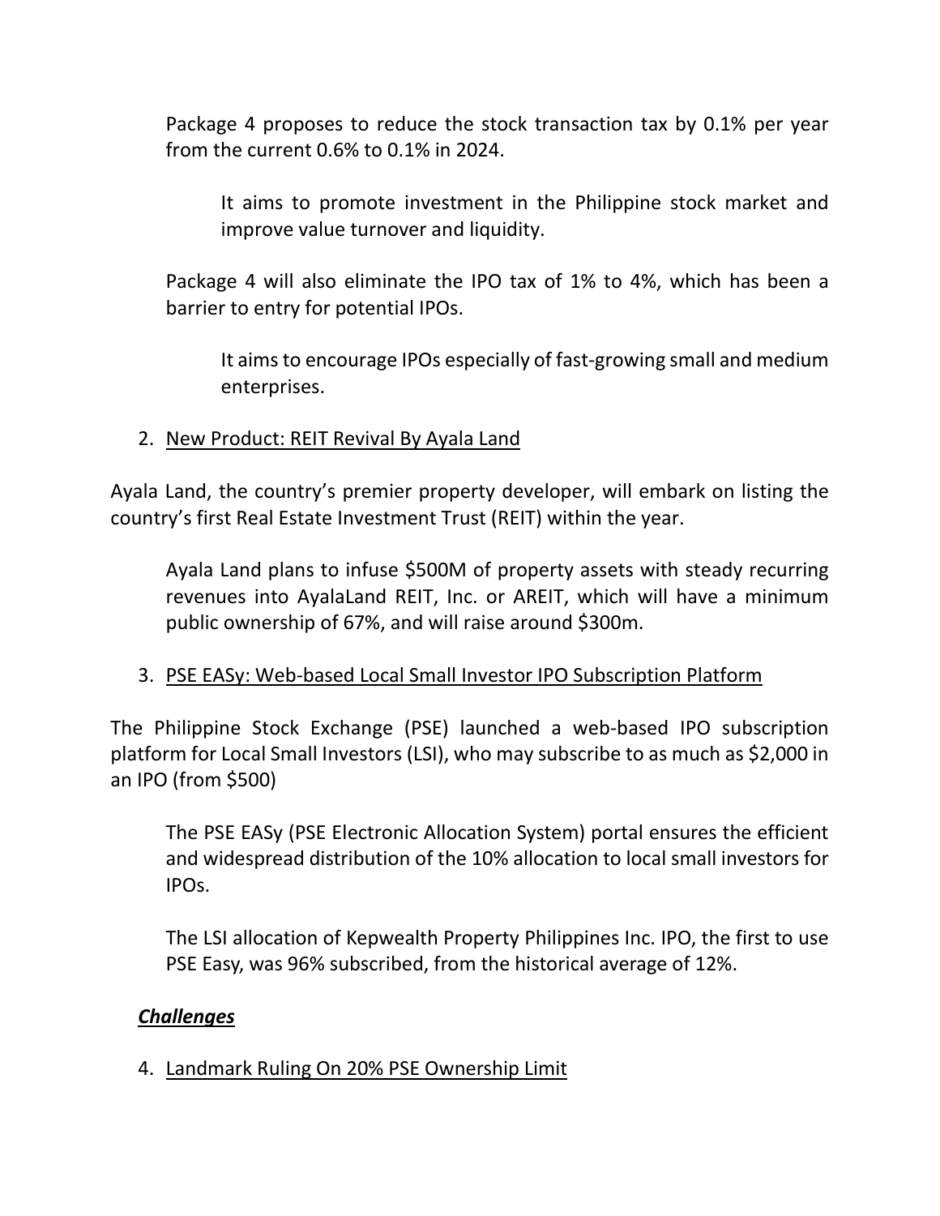Package 4 proposes to reduce the stock transaction tax by 0.1% per year from the current 0.6% to 0.1% in 2024.

> It aims to promote investment in the Philippine stock market and improve value turnover and liquidity.

Package 4 will also eliminate the IPO tax of 1% to 4%, which has been a barrier to entry for potential IPOs.

> It aims to encourage IPOs especially of fast-growing small and medium enterprises.

2. <u>New Product: REIT Revival By Ayala Land</u>

Ayala Land, the country's premier property developer, will embark on listing the country's first Real Estate Investment Trust (REIT) within the year.

Ayala Land plans to infuse $500M of property assets with steady recurring revenues into AyalaLand REIT, Inc. or AREIT, which will have a minimum public ownership of 67%, and will raise around $300m.

3. <u>PSE EASy: Web-based Local Small Investor IPO Subscription Platform</u>

The Philippine Stock Exchange (PSE) launched a web-based IPO subscription platform for Local Small Investors (LSI), who may subscribe to as much as $2,000 in an IPO (from $500)

The PSE EASy (PSE Electronic Allocation System) portal ensures the efficient and widespread distribution of the 10% allocation to local small investors for IPOs.

The LSI allocation of Kepwealth Property Philippines Inc. IPO, the first to use PSE Easy, was 96% subscribed, from the historical average of 12%.

***<u>Challenges</u>***

4. <u>Landmark Ruling On 20% PSE Ownership Limit</u>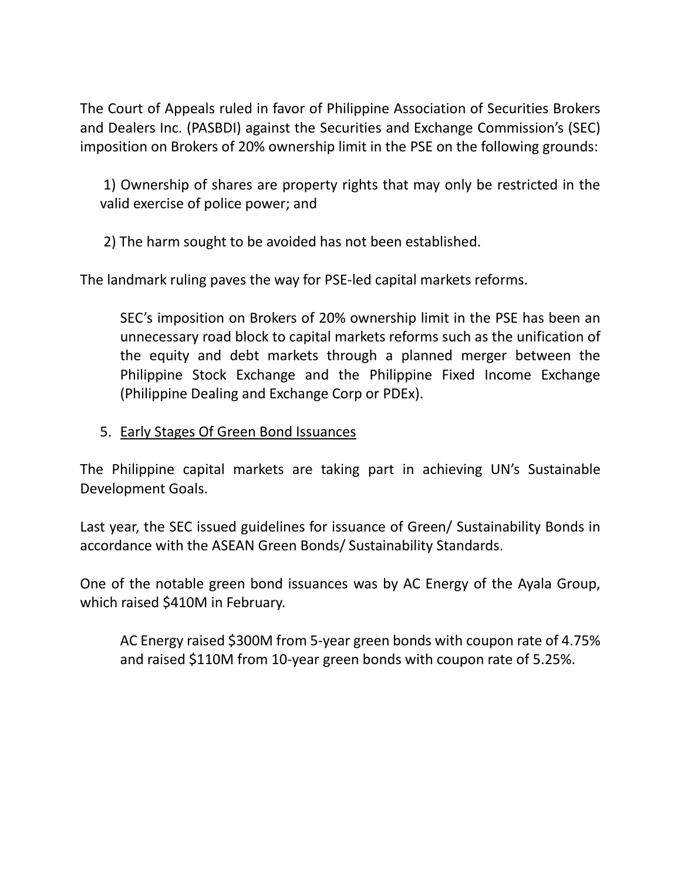The Court of Appeals ruled in favor of Philippine Association of Securities Brokers and Dealers Inc. (PASBDI) against the Securities and Exchange Commission's (SEC) imposition on Brokers of 20% ownership limit in the PSE on the following grounds:

> 1) Ownership of shares are property rights that may only be restricted in the valid exercise of police power; and
>
> 2) The harm sought to be avoided has not been established.

The landmark ruling paves the way for PSE-led capital markets reforms.

> SEC's imposition on Brokers of 20% ownership limit in the PSE has been an unnecessary road block to capital markets reforms such as the unification of the equity and debt markets through a planned merger between the Philippine Stock Exchange and the Philippine Fixed Income Exchange (Philippine Dealing and Exchange Corp or PDEx).

5. <u>Early Stages Of Green Bond Issuances</u>

The Philippine capital markets are taking part in achieving UN's Sustainable Development Goals.

Last year, the SEC issued guidelines for issuance of Green/ Sustainability Bonds in accordance with the ASEAN Green Bonds/ Sustainability Standards.

One of the notable green bond issuances was by AC Energy of the Ayala Group, which raised $410M in February.

> AC Energy raised $300M from 5-year green bonds with coupon rate of 4.75% and raised $110M from 10-year green bonds with coupon rate of 5.25%.